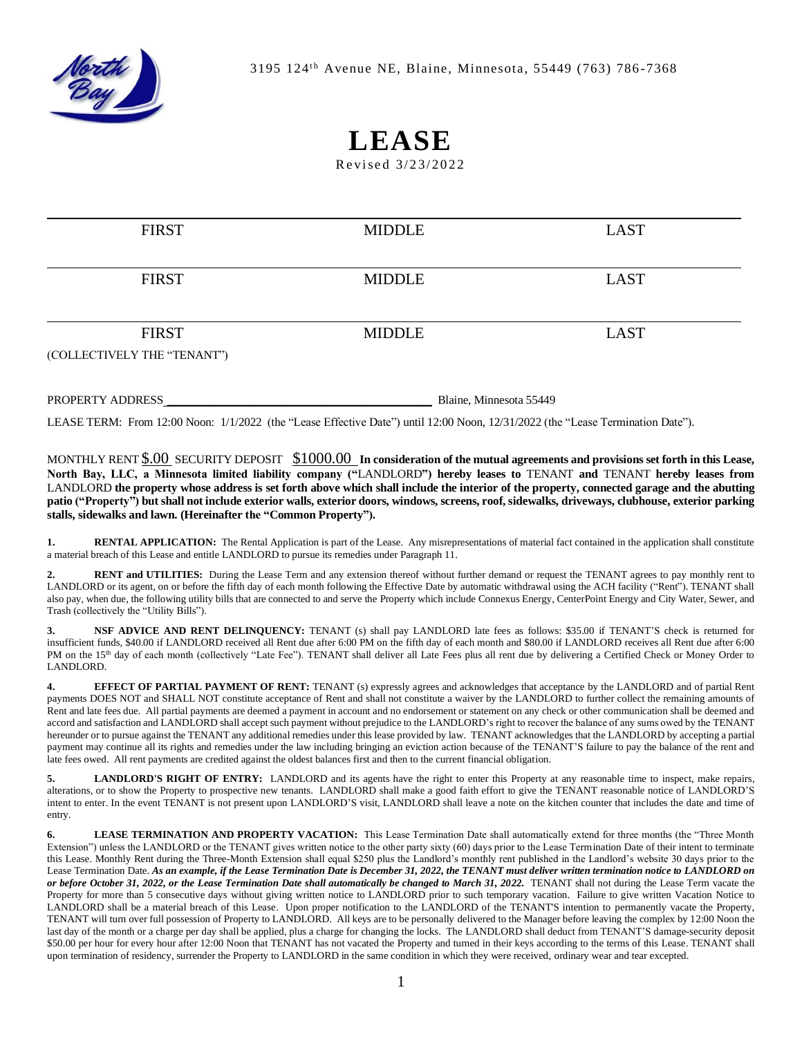3195 124th Avenue NE, Blaine, Minnesota, 55449 (763) 786-7368

# LEASE

Revised 3/23/2022

| FIRST | MIDDLE | LAST |
|---|---|---|
| FIRST | MIDDLE | LAST |
| FIRST | MIDDLE | LAST |

(COLLECTIVELY THE "TENANT")

PROPERTY ADDRESS_________________________________________ Blaine, Minnesota 55449

LEASE TERM: From 12:00 Noon: 1/1/2022 (the "Lease Effective Date") until 12:00 Noon, 12/31/2022 (the "Lease Termination Date").

MONTHLY RENT $.00 SECURITY DEPOSIT $1000.00 **In consideration of the mutual agreements and provisions set forth in this Lease, North Bay, LLC, a Minnesota limited liability company ("**LANDLORD**") hereby leases to** TENANT **and** TENANT **hereby leases from** LANDLORD **the property whose address is set forth above which shall include the interior of the property, connected garage and the abutting patio ("Property") but shall not include exterior walls, exterior doors, windows, screens, roof, sidewalks, driveways, clubhouse, exterior parking stalls, sidewalks and lawn. (Hereinafter the "Common Property").**

**1. RENTAL APPLICATION:** The Rental Application is part of the Lease. Any misrepresentations of material fact contained in the application shall constitute a material breach of this Lease and entitle LANDLORD to pursue its remedies under Paragraph 11.

**2. RENT and UTILITIES:** During the Lease Term and any extension thereof without further demand or request the TENANT agrees to pay monthly rent to LANDLORD or its agent, on or before the fifth day of each month following the Effective Date by automatic withdrawal using the ACH facility ("Rent"). TENANT shall also pay, when due, the following utility bills that are connected to and serve the Property which include Connexus Energy, CenterPoint Energy and City Water, Sewer, and Trash (collectively the "Utility Bills").

**3. NSF ADVICE AND RENT DELINQUENCY:** TENANT (s) shall pay LANDLORD late fees as follows: $35.00 if TENANT'S check is returned for insufficient funds, $40.00 if LANDLORD received all Rent due after 6:00 PM on the fifth day of each month and $80.00 if LANDLORD receives all Rent due after 6:00 PM on the 15th day of each month (collectively "Late Fee"). TENANT shall deliver all Late Fees plus all rent due by delivering a Certified Check or Money Order to LANDLORD.

**4. EFFECT OF PARTIAL PAYMENT OF RENT:** TENANT (s) expressly agrees and acknowledges that acceptance by the LANDLORD and of partial Rent payments DOES NOT and SHALL NOT constitute acceptance of Rent and shall not constitute a waiver by the LANDLORD to further collect the remaining amounts of Rent and late fees due. All partial payments are deemed a payment in account and no endorsement or statement on any check or other communication shall be deemed and accord and satisfaction and LANDLORD shall accept such payment without prejudice to the LANDLORD's right to recover the balance of any sums owed by the TENANT hereunder or to pursue against the TENANT any additional remedies under this lease provided by law. TENANT acknowledges that the LANDLORD by accepting a partial payment may continue all its rights and remedies under the law including bringing an eviction action because of the TENANT'S failure to pay the balance of the rent and late fees owed. All rent payments are credited against the oldest balances first and then to the current financial obligation.

**5. LANDLORD'S RIGHT OF ENTRY:** LANDLORD and its agents have the right to enter this Property at any reasonable time to inspect, make repairs, alterations, or to show the Property to prospective new tenants. LANDLORD shall make a good faith effort to give the TENANT reasonable notice of LANDLORD'S intent to enter. In the event TENANT is not present upon LANDLORD'S visit, LANDLORD shall leave a note on the kitchen counter that includes the date and time of entry.

**6. LEASE TERMINATION AND PROPERTY VACATION:** This Lease Termination Date shall automatically extend for three months (the "Three Month Extension") unless the LANDLORD or the TENANT gives written notice to the other party sixty (60) days prior to the Lease Termination Date of their intent to terminate this Lease. Monthly Rent during the Three-Month Extension shall equal $250 plus the Landlord's monthly rent published in the Landlord's website 30 days prior to the Lease Termination Date. ***As an example, if the Lease Termination Date is December 31, 2022, the TENANT must deliver written termination notice to LANDLORD on or before October 31, 2022, or the Lease Termination Date shall automatically be changed to March 31, 2022.*** TENANT shall not during the Lease Term vacate the Property for more than 5 consecutive days without giving written notice to LANDLORD prior to such temporary vacation. Failure to give written Vacation Notice to LANDLORD shall be a material breach of this Lease. Upon proper notification to the LANDLORD of the TENANT'S intention to permanently vacate the Property, TENANT will turn over full possession of Property to LANDLORD. All keys are to be personally delivered to the Manager before leaving the complex by 12:00 Noon the last day of the month or a charge per day shall be applied, plus a charge for changing the locks. The LANDLORD shall deduct from TENANT'S damage-security deposit $50.00 per hour for every hour after 12:00 Noon that TENANT has not vacated the Property and turned in their keys according to the terms of this Lease. TENANT shall upon termination of residency, surrender the Property to LANDLORD in the same condition in which they were received, ordinary wear and tear excepted.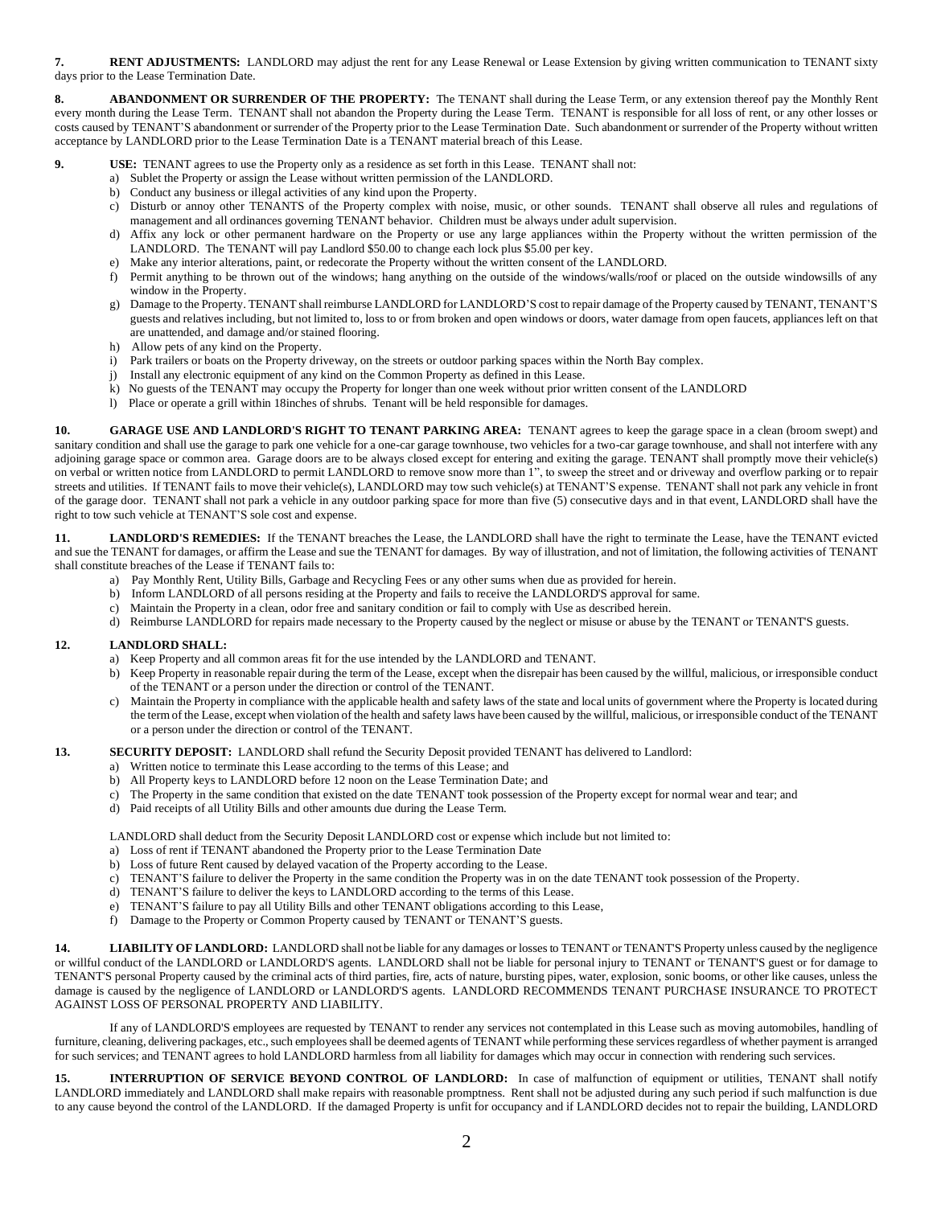**7. RENT ADJUSTMENTS:** LANDLORD may adjust the rent for any Lease Renewal or Lease Extension by giving written communication to TENANT sixty days prior to the Lease Termination Date.

**8. ABANDONMENT OR SURRENDER OF THE PROPERTY:** The TENANT shall during the Lease Term, or any extension thereof pay the Monthly Rent every month during the Lease Term. TENANT shall not abandon the Property during the Lease Term. TENANT is responsible for all loss of rent, or any other losses or costs caused by TENANT'S abandonment or surrender of the Property prior to the Lease Termination Date. Such abandonment or surrender of the Property without written acceptance by LANDLORD prior to the Lease Termination Date is a TENANT material breach of this Lease.

**9. USE:** TENANT agrees to use the Property only as a residence as set forth in this Lease. TENANT shall not:

a) Sublet the Property or assign the Lease without written permission of the LANDLORD.
b) Conduct any business or illegal activities of any kind upon the Property.
c) Disturb or annoy other TENANTS of the Property complex with noise, music, or other sounds. TENANT shall observe all rules and regulations of management and all ordinances governing TENANT behavior. Children must be always under adult supervision.
d) Affix any lock or other permanent hardware on the Property or use any large appliances within the Property without the written permission of the LANDLORD. The TENANT will pay Landlord $50.00 to change each lock plus $5.00 per key.
e) Make any interior alterations, paint, or redecorate the Property without the written consent of the LANDLORD.
f) Permit anything to be thrown out of the windows; hang anything on the outside of the windows/walls/roof or placed on the outside windowsills of any window in the Property.
g) Damage to the Property. TENANT shall reimburse LANDLORD for LANDLORD'S cost to repair damage of the Property caused by TENANT, TENANT'S guests and relatives including, but not limited to, loss to or from broken and open windows or doors, water damage from open faucets, appliances left on that are unattended, and damage and/or stained flooring.
h) Allow pets of any kind on the Property.
i) Park trailers or boats on the Property driveway, on the streets or outdoor parking spaces within the North Bay complex.
j) Install any electronic equipment of any kind on the Common Property as defined in this Lease.
k) No guests of the TENANT may occupy the Property for longer than one week without prior written consent of the LANDLORD
l) Place or operate a grill within 18inches of shrubs. Tenant will be held responsible for damages.

**10. GARAGE USE AND LANDLORD'S RIGHT TO TENANT PARKING AREA:** TENANT agrees to keep the garage space in a clean (broom swept) and sanitary condition and shall use the garage to park one vehicle for a one-car garage townhouse, two vehicles for a two-car garage townhouse, and shall not interfere with any adjoining garage space or common area. Garage doors are to be always closed except for entering and exiting the garage. TENANT shall promptly move their vehicle(s) on verbal or written notice from LANDLORD to permit LANDLORD to remove snow more than 1", to sweep the street and or driveway and overflow parking or to repair streets and utilities. If TENANT fails to move their vehicle(s), LANDLORD may tow such vehicle(s) at TENANT'S expense. TENANT shall not park any vehicle in front of the garage door. TENANT shall not park a vehicle in any outdoor parking space for more than five (5) consecutive days and in that event, LANDLORD shall have the right to tow such vehicle at TENANT'S sole cost and expense.

**11. LANDLORD'S REMEDIES:** If the TENANT breaches the Lease, the LANDLORD shall have the right to terminate the Lease, have the TENANT evicted and sue the TENANT for damages, or affirm the Lease and sue the TENANT for damages. By way of illustration, and not of limitation, the following activities of TENANT shall constitute breaches of the Lease if TENANT fails to:

a) Pay Monthly Rent, Utility Bills, Garbage and Recycling Fees or any other sums when due as provided for herein.
b) Inform LANDLORD of all persons residing at the Property and fails to receive the LANDLORD'S approval for same.
c) Maintain the Property in a clean, odor free and sanitary condition or fail to comply with Use as described herein.
d) Reimburse LANDLORD for repairs made necessary to the Property caused by the neglect or misuse or abuse by the TENANT or TENANT'S guests.

**12. LANDLORD SHALL:**

a) Keep Property and all common areas fit for the use intended by the LANDLORD and TENANT.
b) Keep Property in reasonable repair during the term of the Lease, except when the disrepair has been caused by the willful, malicious, or irresponsible conduct of the TENANT or a person under the direction or control of the TENANT.
c) Maintain the Property in compliance with the applicable health and safety laws of the state and local units of government where the Property is located during the term of the Lease, except when violation of the health and safety laws have been caused by the willful, malicious, or irresponsible conduct of the TENANT or a person under the direction or control of the TENANT.

**13. SECURITY DEPOSIT:** LANDLORD shall refund the Security Deposit provided TENANT has delivered to Landlord:

a) Written notice to terminate this Lease according to the terms of this Lease; and
b) All Property keys to LANDLORD before 12 noon on the Lease Termination Date; and
c) The Property in the same condition that existed on the date TENANT took possession of the Property except for normal wear and tear; and
d) Paid receipts of all Utility Bills and other amounts due during the Lease Term.

LANDLORD shall deduct from the Security Deposit LANDLORD cost or expense which include but not limited to:

a) Loss of rent if TENANT abandoned the Property prior to the Lease Termination Date
b) Loss of future Rent caused by delayed vacation of the Property according to the Lease.
c) TENANT'S failure to deliver the Property in the same condition the Property was in on the date TENANT took possession of the Property.
d) TENANT'S failure to deliver the keys to LANDLORD according to the terms of this Lease.
e) TENANT'S failure to pay all Utility Bills and other TENANT obligations according to this Lease,
f) Damage to the Property or Common Property caused by TENANT or TENANT'S guests.

**14. LIABILITY OF LANDLORD:** LANDLORD shall not be liable for any damages or losses to TENANT or TENANT'S Property unless caused by the negligence or willful conduct of the LANDLORD or LANDLORD'S agents. LANDLORD shall not be liable for personal injury to TENANT or TENANT'S guest or for damage to TENANT'S personal Property caused by the criminal acts of third parties, fire, acts of nature, bursting pipes, water, explosion, sonic booms, or other like causes, unless the damage is caused by the negligence of LANDLORD or LANDLORD'S agents. LANDLORD RECOMMENDS TENANT PURCHASE INSURANCE TO PROTECT AGAINST LOSS OF PERSONAL PROPERTY AND LIABILITY.

If any of LANDLORD'S employees are requested by TENANT to render any services not contemplated in this Lease such as moving automobiles, handling of furniture, cleaning, delivering packages, etc., such employees shall be deemed agents of TENANT while performing these services regardless of whether payment is arranged for such services; and TENANT agrees to hold LANDLORD harmless from all liability for damages which may occur in connection with rendering such services.

**15. INTERRUPTION OF SERVICE BEYOND CONTROL OF LANDLORD:** In case of malfunction of equipment or utilities, TENANT shall notify LANDLORD immediately and LANDLORD shall make repairs with reasonable promptness. Rent shall not be adjusted during any such period if such malfunction is due to any cause beyond the control of the LANDLORD. If the damaged Property is unfit for occupancy and if LANDLORD decides not to repair the building, LANDLORD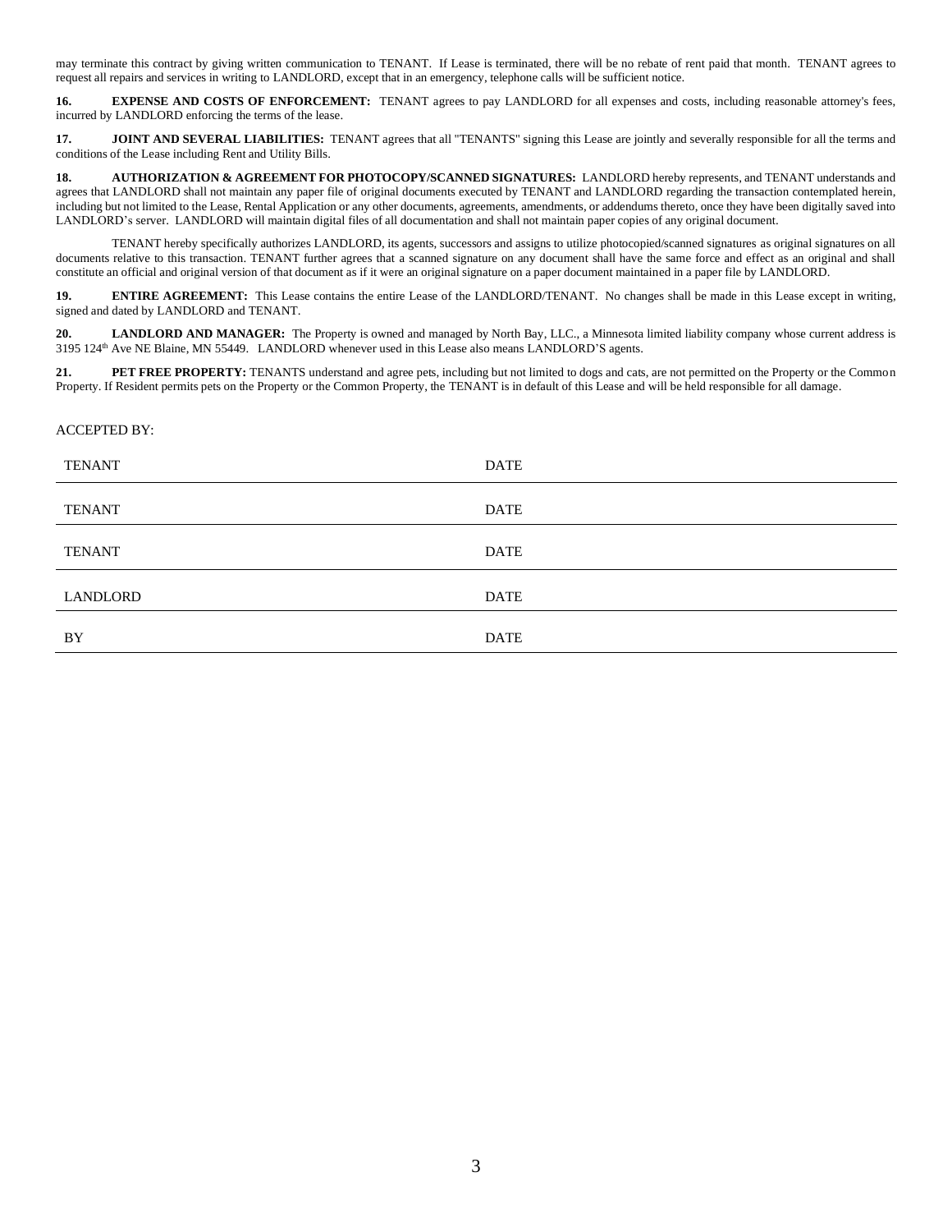may terminate this contract by giving written communication to TENANT. If Lease is terminated, there will be no rebate of rent paid that month. TENANT agrees to request all repairs and services in writing to LANDLORD, except that in an emergency, telephone calls will be sufficient notice.

**16. EXPENSE AND COSTS OF ENFORCEMENT:** TENANT agrees to pay LANDLORD for all expenses and costs, including reasonable attorney's fees, incurred by LANDLORD enforcing the terms of the lease.

**17. JOINT AND SEVERAL LIABILITIES:** TENANT agrees that all "TENANTS" signing this Lease are jointly and severally responsible for all the terms and conditions of the Lease including Rent and Utility Bills.

**18. AUTHORIZATION & AGREEMENT FOR PHOTOCOPY/SCANNED SIGNATURES:** LANDLORD hereby represents, and TENANT understands and agrees that LANDLORD shall not maintain any paper file of original documents executed by TENANT and LANDLORD regarding the transaction contemplated herein, including but not limited to the Lease, Rental Application or any other documents, agreements, amendments, or addendums thereto, once they have been digitally saved into LANDLORD's server. LANDLORD will maintain digital files of all documentation and shall not maintain paper copies of any original document.

TENANT hereby specifically authorizes LANDLORD, its agents, successors and assigns to utilize photocopied/scanned signatures as original signatures on all documents relative to this transaction. TENANT further agrees that a scanned signature on any document shall have the same force and effect as an original and shall constitute an official and original version of that document as if it were an original signature on a paper document maintained in a paper file by LANDLORD.

**19. ENTIRE AGREEMENT:** This Lease contains the entire Lease of the LANDLORD/TENANT. No changes shall be made in this Lease except in writing, signed and dated by LANDLORD and TENANT.

**20. LANDLORD AND MANAGER:** The Property is owned and managed by North Bay, LLC., a Minnesota limited liability company whose current address is 3195 124th Ave NE Blaine, MN 55449. LANDLORD whenever used in this Lease also means LANDLORD'S agents.

**21. PET FREE PROPERTY:** TENANTS understand and agree pets, including but not limited to dogs and cats, are not permitted on the Property or the Common Property. If Resident permits pets on the Property or the Common Property, the TENANT is in default of this Lease and will be held responsible for all damage.

ACCEPTED BY:

TENANT \_\_\_\_\_\_\_\_\_\_\_\_\_\_\_\_ DATE \_\_\_\_\_\_\_\_\_\_\_\_\_\_\_\_

TENANT \_\_\_\_\_\_\_\_\_\_\_\_\_\_\_\_ DATE \_\_\_\_\_\_\_\_\_\_\_\_\_\_\_\_

TENANT \_\_\_\_\_\_\_\_\_\_\_\_\_\_\_\_ DATE \_\_\_\_\_\_\_\_\_\_\_\_\_\_\_\_

LANDLORD \_\_\_\_\_\_\_\_\_\_\_\_\_\_\_\_ DATE \_\_\_\_\_\_\_\_\_\_\_\_\_\_\_\_

BY \_\_\_\_\_\_\_\_\_\_\_\_\_\_\_\_ DATE \_\_\_\_\_\_\_\_\_\_\_\_\_\_\_\_